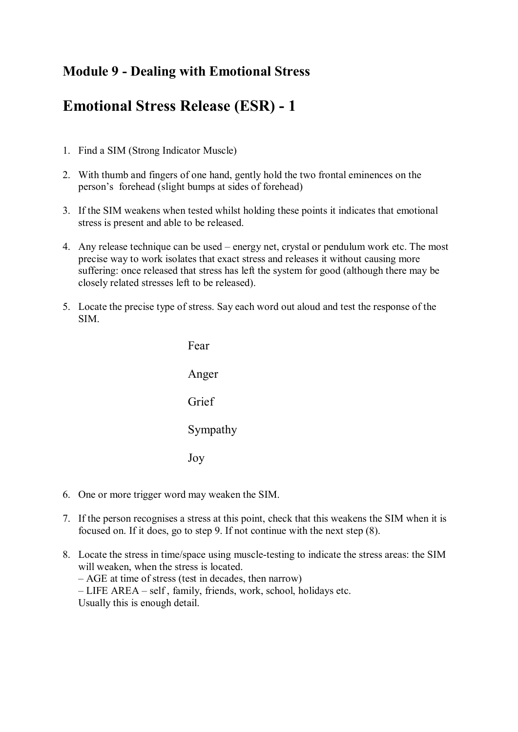## Module 9 - Dealing with Emotional Stress

# Emotional Stress Release (ESR) - 1

1. Find a SIM (Strong Indicator Muscle)

2. With thumb and fingers of one hand, gently hold the two frontal eminences on the person's forehead (slight bumps at sides of forehead)

3. If the SIM weakens when tested whilst holding these points it indicates that emotional stress is present and able to be released.

4. Any release technique can be used – energy net, crystal or pendulum work etc. The most precise way to work isolates that exact stress and releases it without causing more suffering: once released that stress has left the system for good (although there may be closely related stresses left to be released).

5. Locate the precise type of stress. Say each word out aloud and test the response of the SIM.

   Fear

   Anger

   Grief

   Sympathy

   Joy

6. One or more trigger word may weaken the SIM.

7. If the person recognises a stress at this point, check that this weakens the SIM when it is focused on. If it does, go to step 9. If not continue with the next step (8).

8. Locate the stress in time/space using muscle-testing to indicate the stress areas: the SIM will weaken, when the stress is located.
   – AGE at time of stress (test in decades, then narrow)
   – LIFE AREA – self , family, friends, work, school, holidays etc.
   Usually this is enough detail.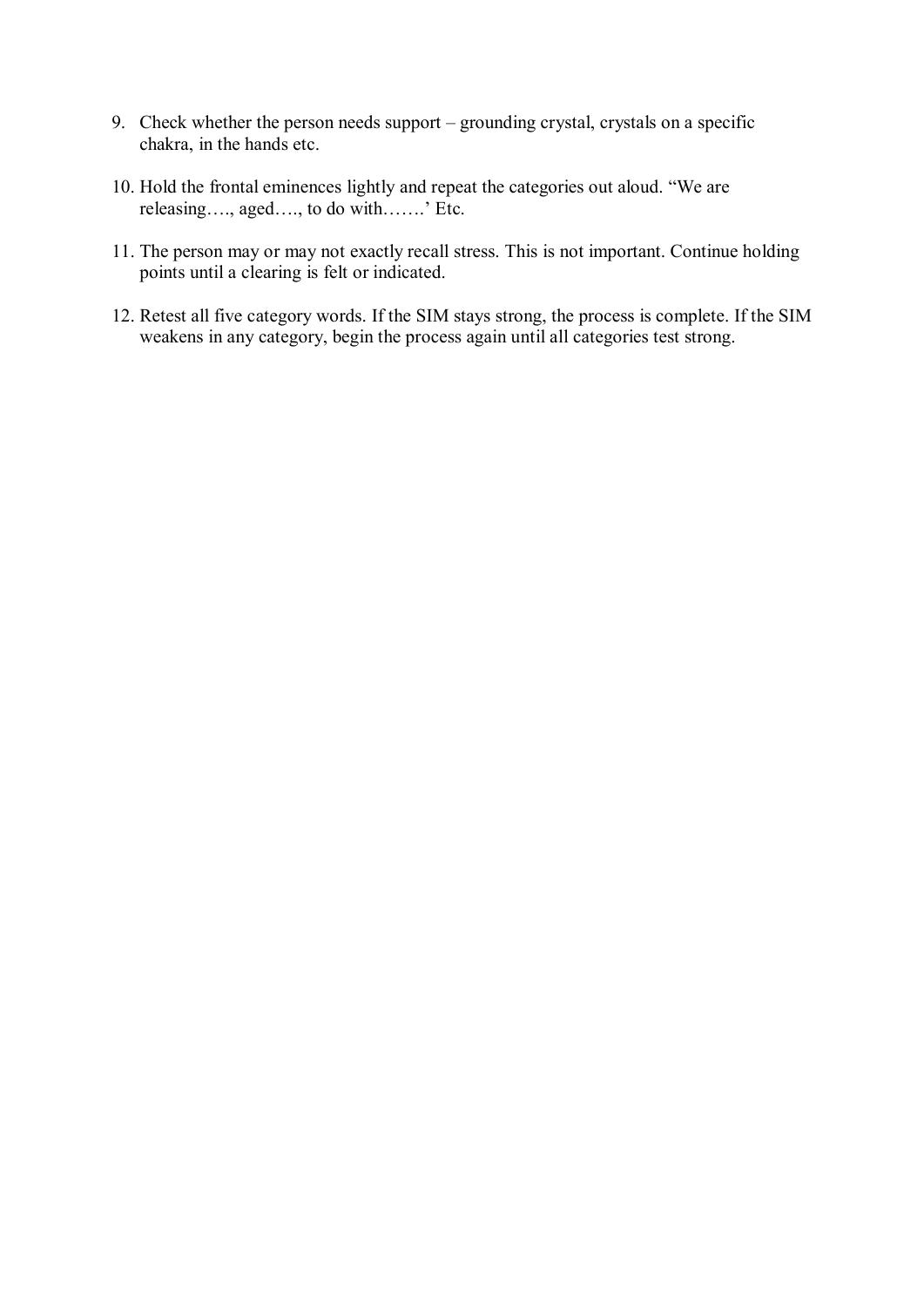9. Check whether the person needs support – grounding crystal, crystals on a specific chakra, in the hands etc.

10. Hold the frontal eminences lightly and repeat the categories out aloud. "We are releasing…., aged…., to do with…….' Etc.

11. The person may or may not exactly recall stress. This is not important. Continue holding points until a clearing is felt or indicated.

12. Retest all five category words. If the SIM stays strong, the process is complete. If the SIM weakens in any category, begin the process again until all categories test strong.